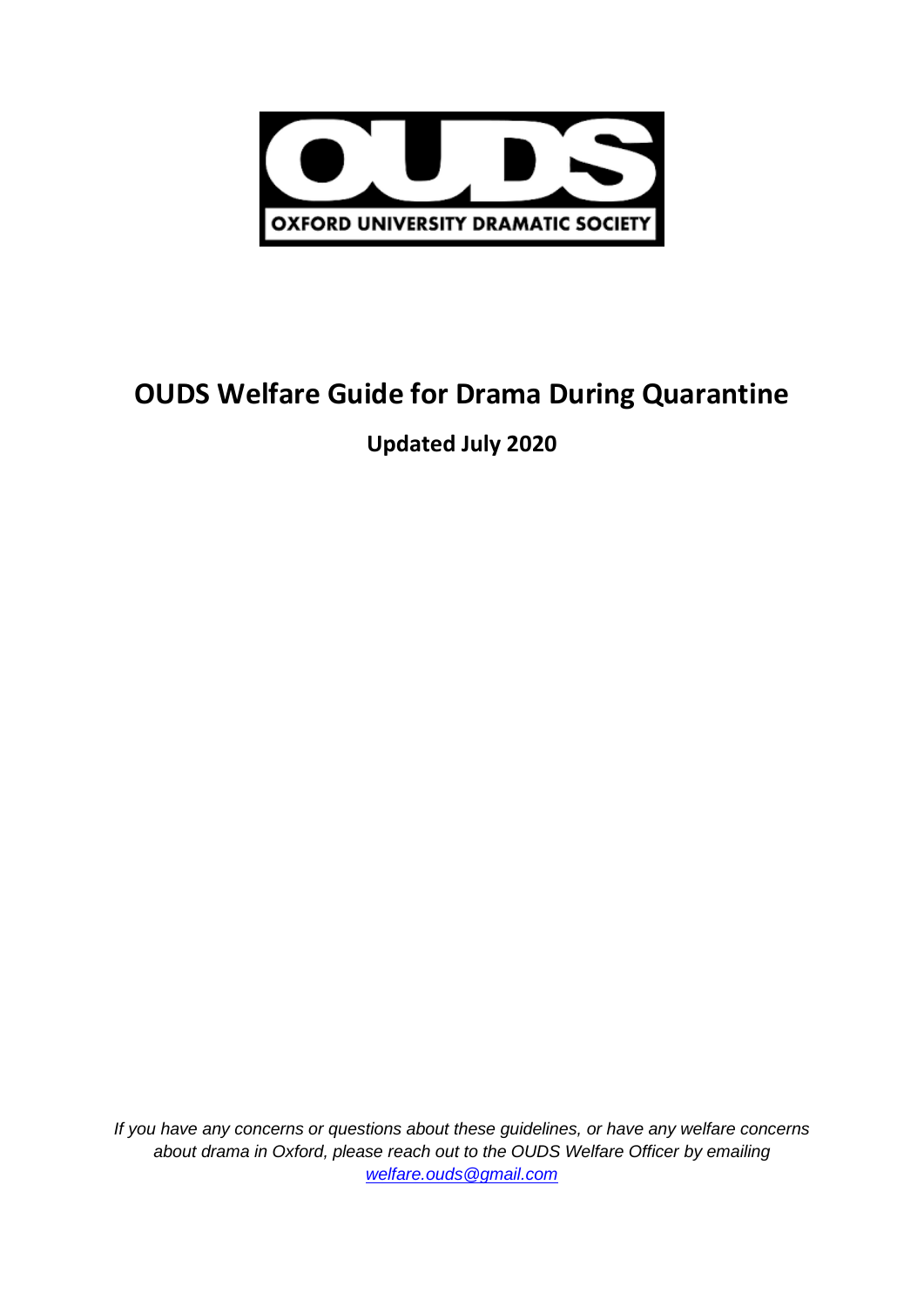OUDS

OXFORD UNIVERSITY DRAMATIC SOCIETY

# OUDS Welfare Guide for Drama During Quarantine

**Updated July 2020**

*If you have any concerns or questions about these guidelines, or have any welfare concerns about drama in Oxford, please reach out to the OUDS Welfare Officer by emailing [welfare.ouds@gmail.com](mailto:welfare.ouds@gmail.com)*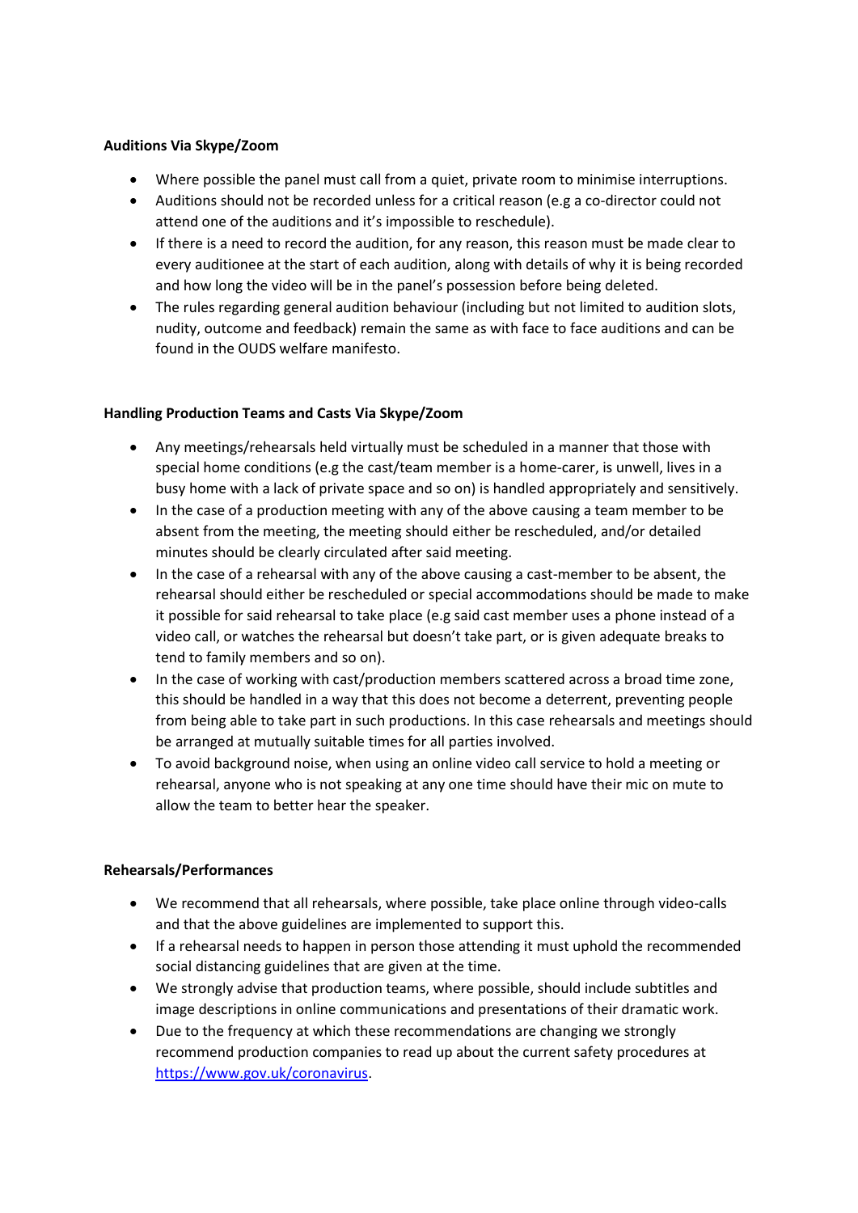**Auditions Via Skype/Zoom**

- Where possible the panel must call from a quiet, private room to minimise interruptions.
- Auditions should not be recorded unless for a critical reason (e.g a co-director could not attend one of the auditions and it's impossible to reschedule).
- If there is a need to record the audition, for any reason, this reason must be made clear to every auditionee at the start of each audition, along with details of why it is being recorded and how long the video will be in the panel's possession before being deleted.
- The rules regarding general audition behaviour (including but not limited to audition slots, nudity, outcome and feedback) remain the same as with face to face auditions and can be found in the OUDS welfare manifesto.

**Handling Production Teams and Casts Via Skype/Zoom**

- Any meetings/rehearsals held virtually must be scheduled in a manner that those with special home conditions (e.g the cast/team member is a home-carer, is unwell, lives in a busy home with a lack of private space and so on) is handled appropriately and sensitively.
- In the case of a production meeting with any of the above causing a team member to be absent from the meeting, the meeting should either be rescheduled, and/or detailed minutes should be clearly circulated after said meeting.
- In the case of a rehearsal with any of the above causing a cast-member to be absent, the rehearsal should either be rescheduled or special accommodations should be made to make it possible for said rehearsal to take place (e.g said cast member uses a phone instead of a video call, or watches the rehearsal but doesn't take part, or is given adequate breaks to tend to family members and so on).
- In the case of working with cast/production members scattered across a broad time zone, this should be handled in a way that this does not become a deterrent, preventing people from being able to take part in such productions. In this case rehearsals and meetings should be arranged at mutually suitable times for all parties involved.
- To avoid background noise, when using an online video call service to hold a meeting or rehearsal, anyone who is not speaking at any one time should have their mic on mute to allow the team to better hear the speaker.

**Rehearsals/Performances**

- We recommend that all rehearsals, where possible, take place online through video-calls and that the above guidelines are implemented to support this.
- If a rehearsal needs to happen in person those attending it must uphold the recommended social distancing guidelines that are given at the time.
- We strongly advise that production teams, where possible, should include subtitles and image descriptions in online communications and presentations of their dramatic work.
- Due to the frequency at which these recommendations are changing we strongly recommend production companies to read up about the current safety procedures at [https://www.gov.uk/coronavirus](https://www.gov.uk/coronavirus).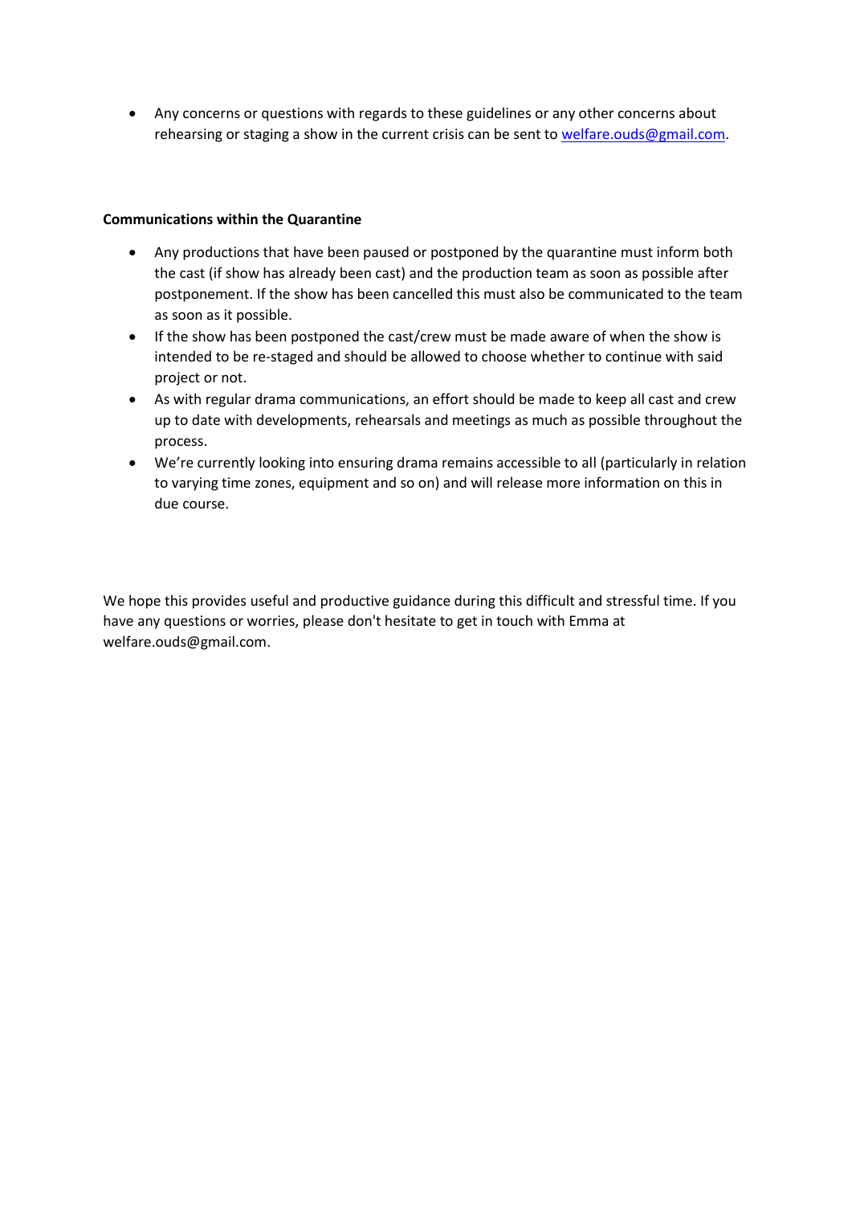- Any concerns or questions with regards to these guidelines or any other concerns about rehearsing or staging a show in the current crisis can be sent to welfare.ouds@gmail.com.

**Communications within the Quarantine**

- Any productions that have been paused or postponed by the quarantine must inform both the cast (if show has already been cast) and the production team as soon as possible after postponement. If the show has been cancelled this must also be communicated to the team as soon as it possible.
- If the show has been postponed the cast/crew must be made aware of when the show is intended to be re-staged and should be allowed to choose whether to continue with said project or not.
- As with regular drama communications, an effort should be made to keep all cast and crew up to date with developments, rehearsals and meetings as much as possible throughout the process.
- We're currently looking into ensuring drama remains accessible to all (particularly in relation to varying time zones, equipment and so on) and will release more information on this in due course.

We hope this provides useful and productive guidance during this difficult and stressful time. If you have any questions or worries, please don't hesitate to get in touch with Emma at welfare.ouds@gmail.com.